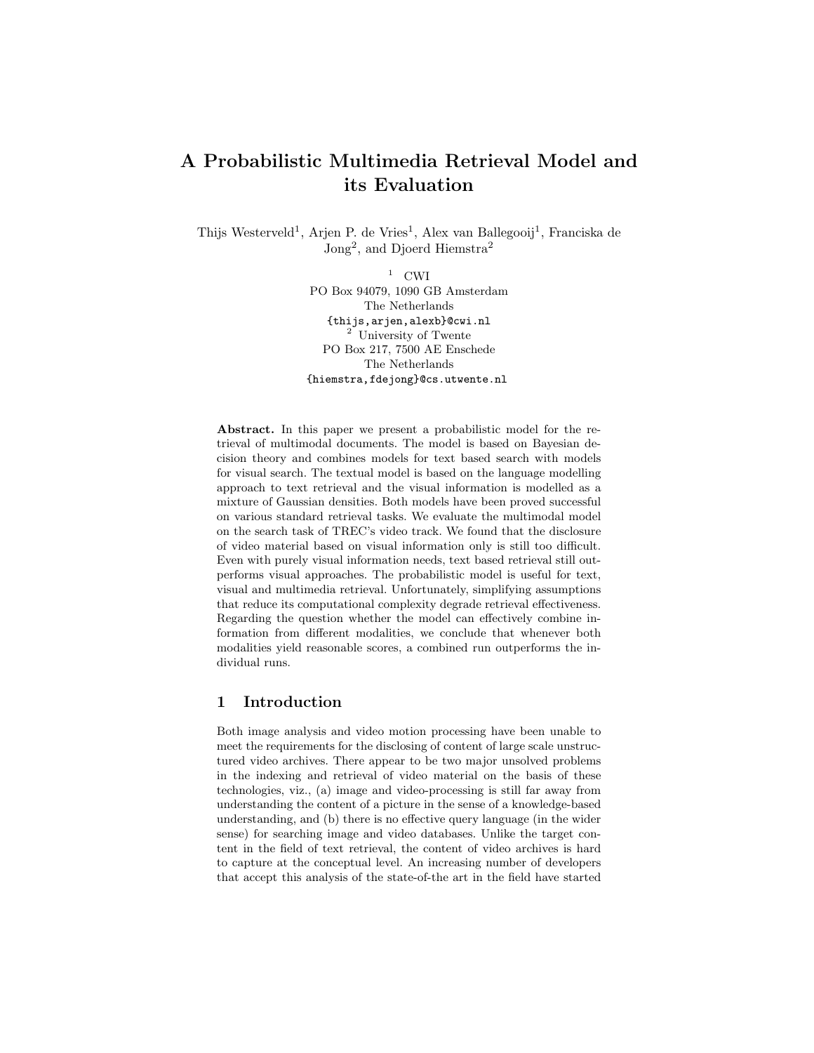# A Probabilistic Multimedia Retrieval Model and its Evaluation

Thijs Westerveld[1], Arjen P. de Vries[1], Alex van Ballegooij[1], Franciska de Jong[2], and Djoerd Hiemstra[2]

[1] CWI
PO Box 94079, 1090 GB Amsterdam
The Netherlands
{thijs,arjen,alexb}@cwi.nl

[2] University of Twente
PO Box 217, 7500 AE Enschede
The Netherlands
{hiemstra,fdejong}@cs.utwente.nl

**Abstract.** In this paper we present a probabilistic model for the retrieval of multimodal documents. The model is based on Bayesian decision theory and combines models for text based search with models for visual search. The textual model is based on the language modelling approach to text retrieval and the visual information is modelled as a mixture of Gaussian densities. Both models have been proved successful on various standard retrieval tasks. We evaluate the multimodal model on the search task of TREC's video track. We found that the disclosure of video material based on visual information only is still too difficult. Even with purely visual information needs, text based retrieval still outperforms visual approaches. The probabilistic model is useful for text, visual and multimedia retrieval. Unfortunately, simplifying assumptions that reduce its computational complexity degrade retrieval effectiveness. Regarding the question whether the model can effectively combine information from different modalities, we conclude that whenever both modalities yield reasonable scores, a combined run outperforms the individual runs.

## 1 Introduction

Both image analysis and video motion processing have been unable to meet the requirements for the disclosing of content of large scale unstructured video archives. There appear to be two major unsolved problems in the indexing and retrieval of video material on the basis of these technologies, viz., (a) image and video-processing is still far away from understanding the content of a picture in the sense of a knowledge-based understanding, and (b) there is no effective query language (in the wider sense) for searching image and video databases. Unlike the target content in the field of text retrieval, the content of video archives is hard to capture at the conceptual level. An increasing number of developers that accept this analysis of the state-of-the art in the field have started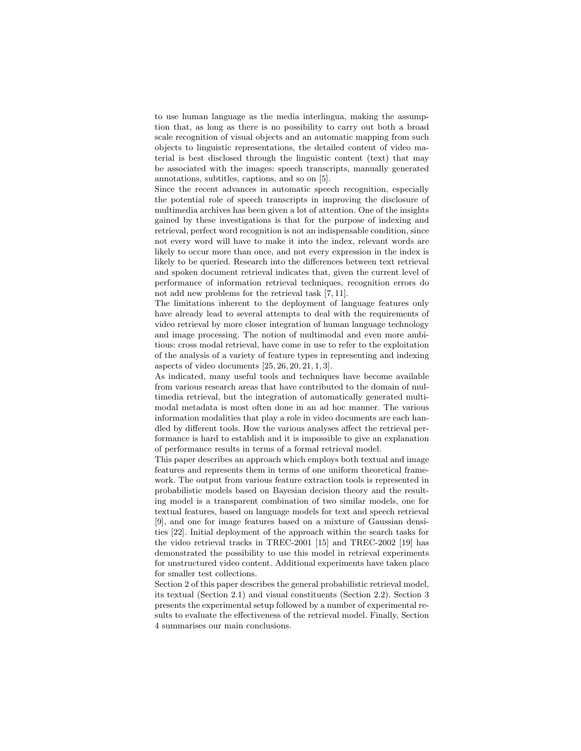to use human language as the media interlingua, making the assumption that, as long as there is no possibility to carry out both a broad scale recognition of visual objects and an automatic mapping from such objects to linguistic representations, the detailed content of video material is best disclosed through the linguistic content (text) that may be associated with the images: speech transcripts, manually generated annotations, subtitles, captions, and so on [5].

Since the recent advances in automatic speech recognition, especially the potential role of speech transcripts in improving the disclosure of multimedia archives has been given a lot of attention. One of the insights gained by these investigations is that for the purpose of indexing and retrieval, perfect word recognition is not an indispensable condition, since not every word will have to make it into the index, relevant words are likely to occur more than once, and not every expression in the index is likely to be queried. Research into the differences between text retrieval and spoken document retrieval indicates that, given the current level of performance of information retrieval techniques, recognition errors do not add new problems for the retrieval task [7, 11].

The limitations inherent to the deployment of language features only have already lead to several attempts to deal with the requirements of video retrieval by more closer integration of human language technology and image processing. The notion of multimodal and even more ambitious: cross modal retrieval, have come in use to refer to the exploitation of the analysis of a variety of feature types in representing and indexing aspects of video documents [25, 26, 20, 21, 1, 3].

As indicated, many useful tools and techniques have become available from various research areas that have contributed to the domain of multimedia retrieval, but the integration of automatically generated multimodal metadata is most often done in an ad hoc manner. The various information modalities that play a role in video documents are each handled by different tools. How the various analyses affect the retrieval performance is hard to establish and it is impossible to give an explanation of performance results in terms of a formal retrieval model.

This paper describes an approach which employs both textual and image features and represents them in terms of one uniform theoretical framework. The output from various feature extraction tools is represented in probabilistic models based on Bayesian decision theory and the resulting model is a transparent combination of two similar models, one for textual features, based on language models for text and speech retrieval [9], and one for image features based on a mixture of Gaussian densities [22]. Initial deployment of the approach within the search tasks for the video retrieval tracks in TREC-2001 [15] and TREC-2002 [19] has demonstrated the possibility to use this model in retrieval experiments for unstructured video content. Additional experiments have taken place for smaller test collections.

Section 2 of this paper describes the general probabilistic retrieval model, its textual (Section 2.1) and visual constituents (Section 2.2). Section 3 presents the experimental setup followed by a number of experimental results to evaluate the effectiveness of the retrieval model. Finally, Section 4 summarises our main conclusions.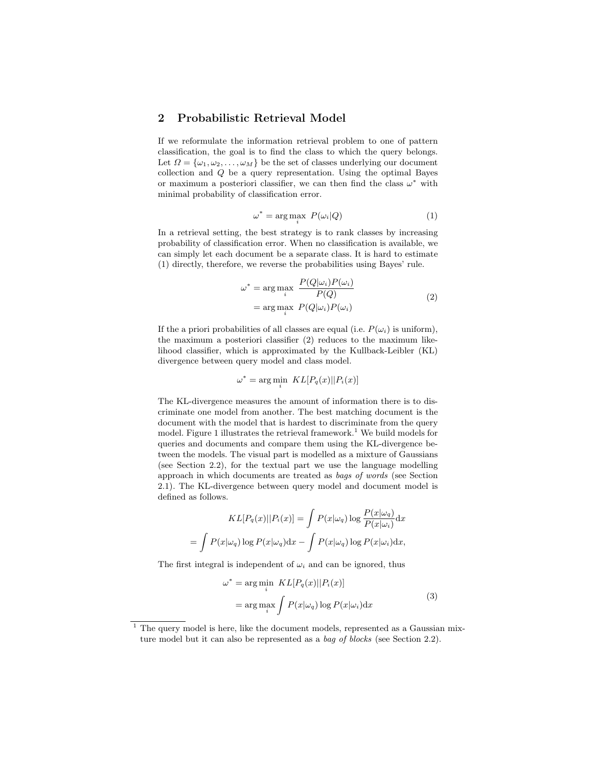## 2 Probabilistic Retrieval Model

If we reformulate the information retrieval problem to one of pattern classification, the goal is to find the class to which the query belongs. Let $\Omega = \{\omega_1, \omega_2, \ldots, \omega_M\}$ be the set of classes underlying our document collection and $Q$ be a query representation. Using the optimal Bayes or maximum a posteriori classifier, we can then find the class $\omega^*$ with minimal probability of classification error.

$$\omega^* = \arg\max_i \; P(\omega_i|Q) \tag{1}$$

In a retrieval setting, the best strategy is to rank classes by increasing probability of classification error. When no classification is available, we can simply let each document be a separate class. It is hard to estimate (1) directly, therefore, we reverse the probabilities using Bayes' rule.

$$\begin{aligned} \omega^* &= \arg\max_i \; \frac{P(Q|\omega_i)P(\omega_i)}{P(Q)} \\ &= \arg\max_i \; P(Q|\omega_i)P(\omega_i) \end{aligned} \tag{2}$$

If the a priori probabilities of all classes are equal (i.e. $P(\omega_i)$ is uniform), the maximum a posteriori classifier (2) reduces to the maximum likelihood classifier, which is approximated by the Kullback-Leibler (KL) divergence between query model and class model.

$$\omega^* = \arg\min_i \; KL[P_q(x)||P_i(x)]$$

The KL-divergence measures the amount of information there is to discriminate one model from another. The best matching document is the document with the model that is hardest to discriminate from the query model. Figure 1 illustrates the retrieval framework.[1] We build models for queries and documents and compare them using the KL-divergence between the models. The visual part is modelled as a mixture of Gaussians (see Section 2.2), for the textual part we use the language modelling approach in which documents are treated as *bags of words* (see Section 2.1). The KL-divergence between query model and document model is defined as follows.

$$\begin{aligned} KL[P_q(x)||P_i(x)] &= \int P(x|\omega_q) \log \frac{P(x|\omega_q)}{P(x|\omega_i)} \mathrm{d}x \\ = \int P(x|\omega_q) \log P(x|\omega_q) \mathrm{d}x &- \int P(x|\omega_q) \log P(x|\omega_i) \mathrm{d}x, \end{aligned}$$

The first integral is independent of $\omega_i$ and can be ignored, thus

$$\begin{aligned} \omega^* &= \arg\min_i \; KL[P_q(x)||P_i(x)] \\ &= \arg\max_i \int P(x|\omega_q) \log P(x|\omega_i) \mathrm{d}x \end{aligned} \tag{3}$$

[1] The query model is here, like the document models, represented as a Gaussian mixture model but it can also be represented as a *bag of blocks* (see Section 2.2).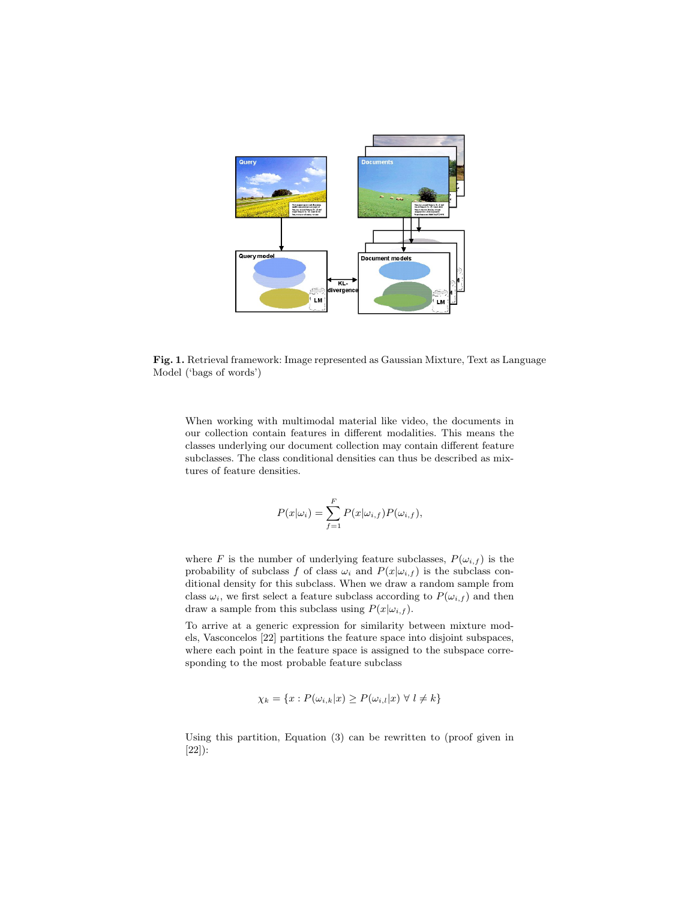**Fig. 1.** Retrieval framework: Image represented as Gaussian Mixture, Text as Language Model ('bags of words')

When working with multimodal material like video, the documents in our collection contain features in different modalities. This means the classes underlying our document collection may contain different feature subclasses. The class conditional densities can thus be described as mixtures of feature densities.

$$P(x|\omega_i) = \sum_{f=1}^{F} P(x|\omega_{i,f})P(\omega_{i,f}),$$

where $F$ is the number of underlying feature subclasses, $P(\omega_{i,f})$ is the probability of subclass $f$ of class $\omega_i$ and $P(x|\omega_{i,f})$ is the subclass conditional density for this subclass. When we draw a random sample from class $\omega_i$, we first select a feature subclass according to $P(\omega_{i,f})$ and then draw a sample from this subclass using $P(x|\omega_{i,f})$.

To arrive at a generic expression for similarity between mixture models, Vasconcelos [22] partitions the feature space into disjoint subspaces, where each point in the feature space is assigned to the subspace corresponding to the most probable feature subclass

$$\chi_k = \{x : P(\omega_{i,k}|x) \geq P(\omega_{i,l}|x) \;\forall\; l \neq k\}$$

Using this partition, Equation (3) can be rewritten to (proof given in [22]):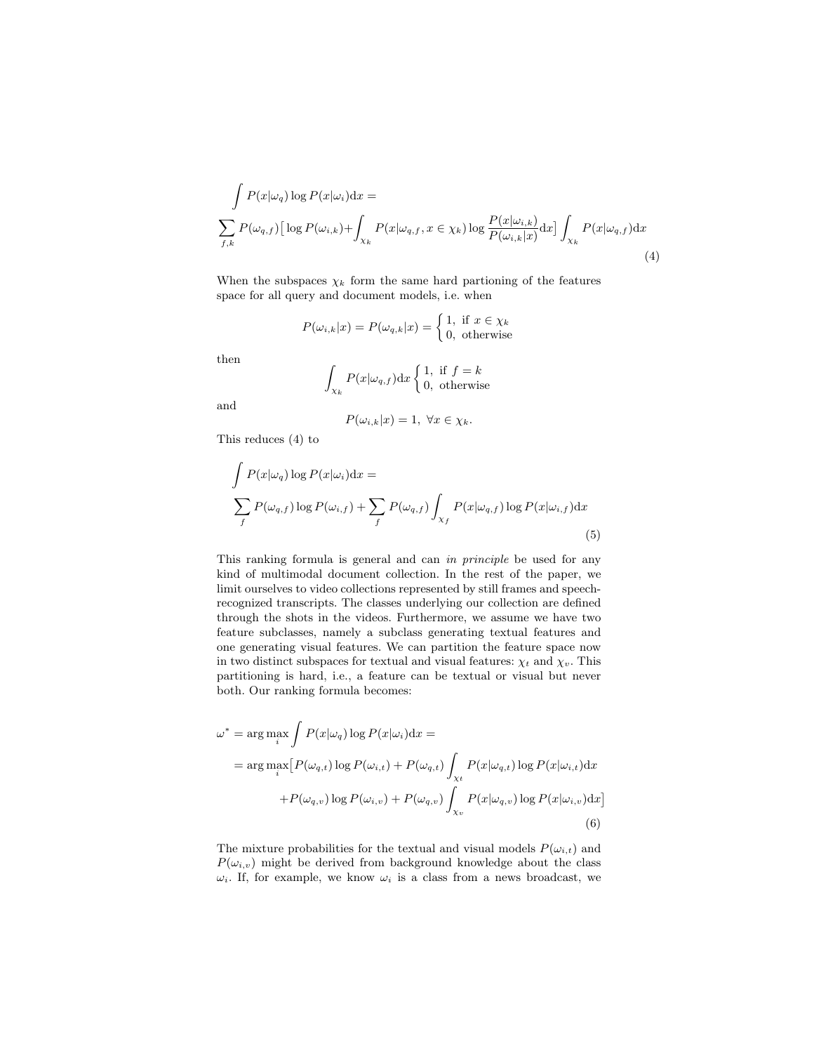$$
\int P(x|\omega_q) \log P(x|\omega_i) \mathrm{d}x =
$$

$$
\sum_{f,k} P(\omega_{q,f}) \big[ \log P(\omega_{i,k}) + \int_{\chi_k} P(x|\omega_{q,f}, x \in \chi_k) \log \frac{P(x|\omega_{i,k})}{P(\omega_{i,k}|x)} \mathrm{d}x \big] \int_{\chi_k} P(x|\omega_{q,f}) \mathrm{d}x \tag{4}
$$

When the subspaces $\chi_k$ form the same hard partioning of the features space for all query and document models, i.e. when

$$
P(\omega_{i,k}|x) = P(\omega_{q,k}|x) = \begin{cases} 1, & \text{if } x \in \chi_k \\ 0, & \text{otherwise} \end{cases}
$$

then

$$
\int_{\chi_k} P(x|\omega_{q,f}) \mathrm{d}x \begin{cases} 1, & \text{if } f = k \\ 0, & \text{otherwise} \end{cases}
$$

and

$$
P(\omega_{i,k}|x) = 1, \ \forall x \in \chi_k.
$$

This reduces (4) to

$$
\int P(x|\omega_q) \log P(x|\omega_i) \mathrm{d}x =
$$

$$
\sum_f P(\omega_{q,f}) \log P(\omega_{i,f}) + \sum_f P(\omega_{q,f}) \int_{\chi_f} P(x|\omega_{q,f}) \log P(x|\omega_{i,f}) \mathrm{d}x \tag{5}
$$

This ranking formula is general and can *in principle* be used for any kind of multimodal document collection. In the rest of the paper, we limit ourselves to video collections represented by still frames and speech-recognized transcripts. The classes underlying our collection are defined through the shots in the videos. Furthermore, we assume we have two feature subclasses, namely a subclass generating textual features and one generating visual features. We can partition the feature space now in two distinct subspaces for textual and visual features: $\chi_t$ and $\chi_v$. This partitioning is hard, i.e., a feature can be textual or visual but never both. Our ranking formula becomes:

$$
\begin{aligned}
\omega^* &= \arg\max_i \int P(x|\omega_q) \log P(x|\omega_i) \mathrm{d}x = \\
&= \arg\max_i \big[ P(\omega_{q,t}) \log P(\omega_{i,t}) + P(\omega_{q,t}) \int_{\chi_t} P(x|\omega_{q,t}) \log P(x|\omega_{i,t}) \mathrm{d}x \\
&\qquad + P(\omega_{q,v}) \log P(\omega_{i,v}) + P(\omega_{q,v}) \int_{\chi_v} P(x|\omega_{q,v}) \log P(x|\omega_{i,v}) \mathrm{d}x \big]
\end{aligned} \tag{6}
$$

The mixture probabilities for the textual and visual models $P(\omega_{i,t})$ and $P(\omega_{i,v})$ might be derived from background knowledge about the class $\omega_i$. If, for example, we know $\omega_i$ is a class from a news broadcast, we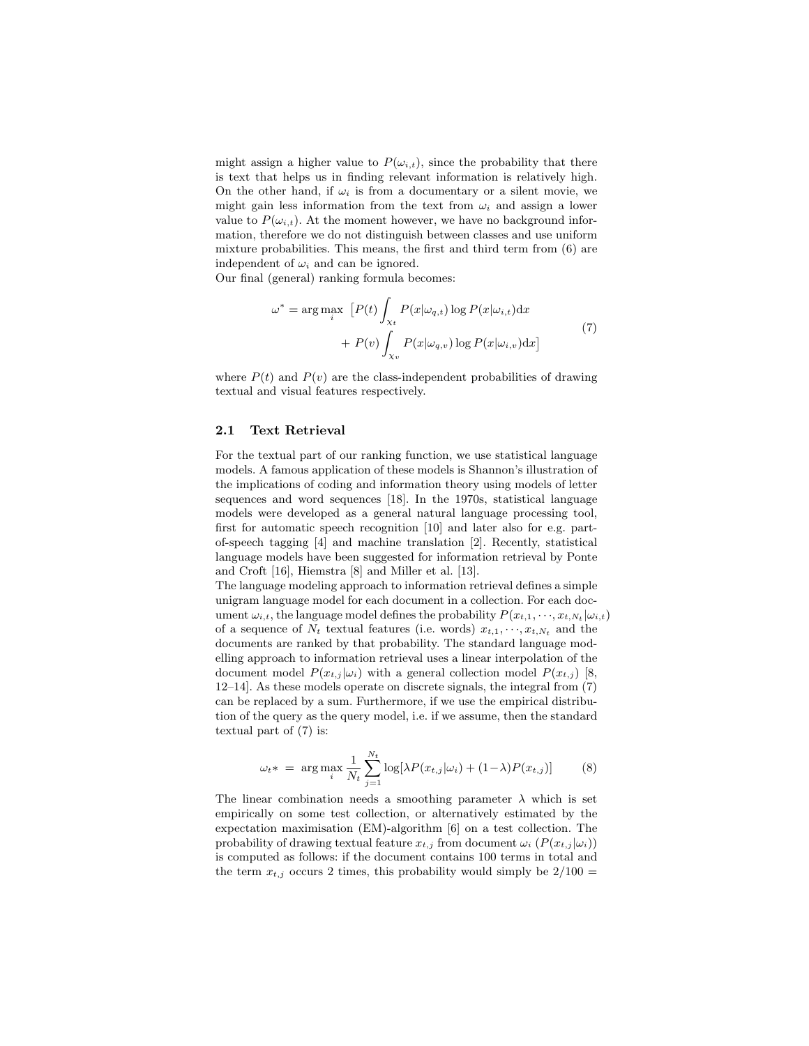might assign a higher value to $P(\omega_{i,t})$, since the probability that there is text that helps us in finding relevant information is relatively high. On the other hand, if $\omega_i$ is from a documentary or a silent movie, we might gain less information from the text from $\omega_i$ and assign a lower value to $P(\omega_{i,t})$. At the moment however, we have no background information, therefore we do not distinguish between classes and use uniform mixture probabilities. This means, the first and third term from (6) are independent of $\omega_i$ and can be ignored.

Our final (general) ranking formula becomes:

$$
\begin{aligned}
\omega^* = \arg\max_i \ \big[P(t) \int_{\chi_t} P(x|\omega_{q,t}) \log P(x|\omega_{i,t}) \mathrm{d}x \\
+ \ P(v) \int_{\chi_v} P(x|\omega_{q,v}) \log P(x|\omega_{i,v}) \mathrm{d}x\big]
\end{aligned}
\tag{7}
$$

where $P(t)$ and $P(v)$ are the class-independent probabilities of drawing textual and visual features respectively.

## 2.1 Text Retrieval

For the textual part of our ranking function, we use statistical language models. A famous application of these models is Shannon's illustration of the implications of coding and information theory using models of letter sequences and word sequences [18]. In the 1970s, statistical language models were developed as a general natural language processing tool, first for automatic speech recognition [10] and later also for e.g. part-of-speech tagging [4] and machine translation [2]. Recently, statistical language models have been suggested for information retrieval by Ponte and Croft [16], Hiemstra [8] and Miller et al. [13].

The language modeling approach to information retrieval defines a simple unigram language model for each document in a collection. For each document $\omega_{i,t}$, the language model defines the probability $P(x_{t,1}, \cdots, x_{t,N_t}|\omega_{i,t})$ of a sequence of $N_t$ textual features (i.e. words) $x_{t,1}, \cdots, x_{t,N_t}$ and the documents are ranked by that probability. The standard language modelling approach to information retrieval uses a linear interpolation of the document model $P(x_{t,j}|\omega_i)$ with a general collection model $P(x_{t,j})$ [8, 12–14]. As these models operate on discrete signals, the integral from (7) can be replaced by a sum. Furthermore, if we use the empirical distribution of the query as the query model, i.e. if we assume, then the standard textual part of (7) is:

$$
\omega_t{*} \ = \ \arg\max_i \frac{1}{N_t} \sum_{j=1}^{N_t} \log[\lambda P(x_{t,j}|\omega_i) + (1{-}\lambda) P(x_{t,j})] \tag{8}
$$

The linear combination needs a smoothing parameter $\lambda$ which is set empirically on some test collection, or alternatively estimated by the expectation maximisation (EM)-algorithm [6] on a test collection. The probability of drawing textual feature $x_{t,j}$ from document $\omega_i$ ($P(x_{t,j}|\omega_i)$) is computed as follows: if the document contains 100 terms in total and the term $x_{t,j}$ occurs 2 times, this probability would simply be $2/100 =$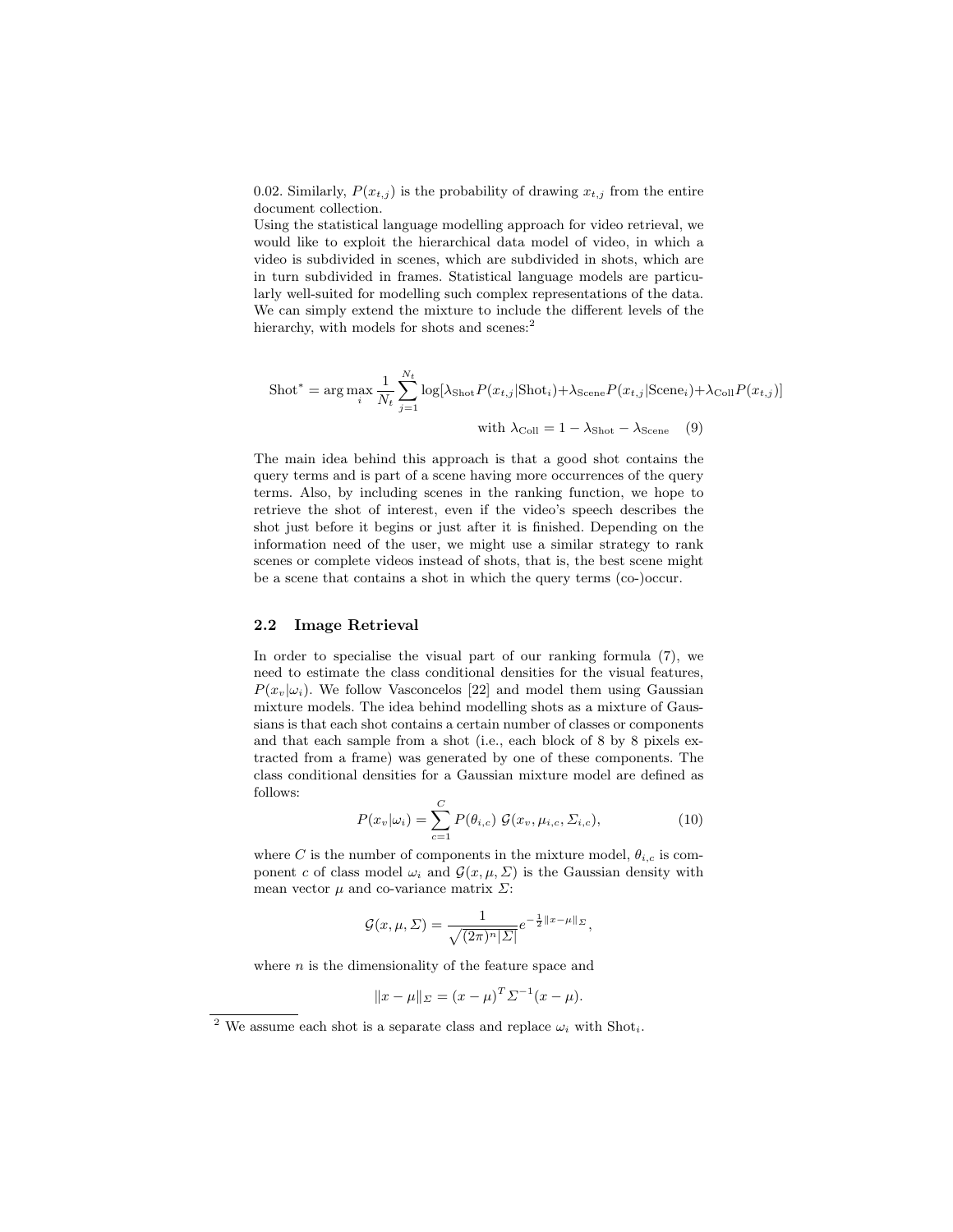0.02. Similarly, $P(x_{t,j})$ is the probability of drawing $x_{t,j}$ from the entire document collection.

Using the statistical language modelling approach for video retrieval, we would like to exploit the hierarchical data model of video, in which a video is subdivided in scenes, which are subdivided in shots, which are in turn subdivided in frames. Statistical language models are particularly well-suited for modelling such complex representations of the data. We can simply extend the mixture to include the different levels of the hierarchy, with models for shots and scenes:[2]

$$\text{Shot}^* = \arg\max_i \frac{1}{N_t} \sum_{j=1}^{N_t} \log[\lambda_{\text{Shot}} P(x_{t,j}|\text{Shot}_i) + \lambda_{\text{Scene}} P(x_{t,j}|\text{Scene}_i) + \lambda_{\text{Coll}} P(x_{t,j})]$$

$$\text{with } \lambda_{\text{Coll}} = 1 - \lambda_{\text{Shot}} - \lambda_{\text{Scene}} \quad (9)$$

The main idea behind this approach is that a good shot contains the query terms and is part of a scene having more occurrences of the query terms. Also, by including scenes in the ranking function, we hope to retrieve the shot of interest, even if the video's speech describes the shot just before it begins or just after it is finished. Depending on the information need of the user, we might use a similar strategy to rank scenes or complete videos instead of shots, that is, the best scene might be a scene that contains a shot in which the query terms (co-)occur.

### 2.2 Image Retrieval

In order to specialise the visual part of our ranking formula (7), we need to estimate the class conditional densities for the visual features, $P(x_v|\omega_i)$. We follow Vasconcelos [22] and model them using Gaussian mixture models. The idea behind modelling shots as a mixture of Gaussians is that each shot contains a certain number of classes or components and that each sample from a shot (i.e., each block of 8 by 8 pixels extracted from a frame) was generated by one of these components. The class conditional densities for a Gaussian mixture model are defined as follows:

$$P(x_v|\omega_i) = \sum_{c=1}^{C} P(\theta_{i,c})\ \mathcal{G}(x_v, \mu_{i,c}, \Sigma_{i,c}), \quad (10)$$

where $C$ is the number of components in the mixture model, $\theta_{i,c}$ is component $c$ of class model $\omega_i$ and $\mathcal{G}(x, \mu, \Sigma)$ is the Gaussian density with mean vector $\mu$ and co-variance matrix $\Sigma$:

$$\mathcal{G}(x, \mu, \Sigma) = \frac{1}{\sqrt{(2\pi)^n |\Sigma|}} e^{-\frac{1}{2}\|x-\mu\|_\Sigma},$$

where $n$ is the dimensionality of the feature space and

$$\|x - \mu\|_\Sigma = (x - \mu)^T \Sigma^{-1} (x - \mu).$$

[2] We assume each shot is a separate class and replace $\omega_i$ with $\text{Shot}_i$.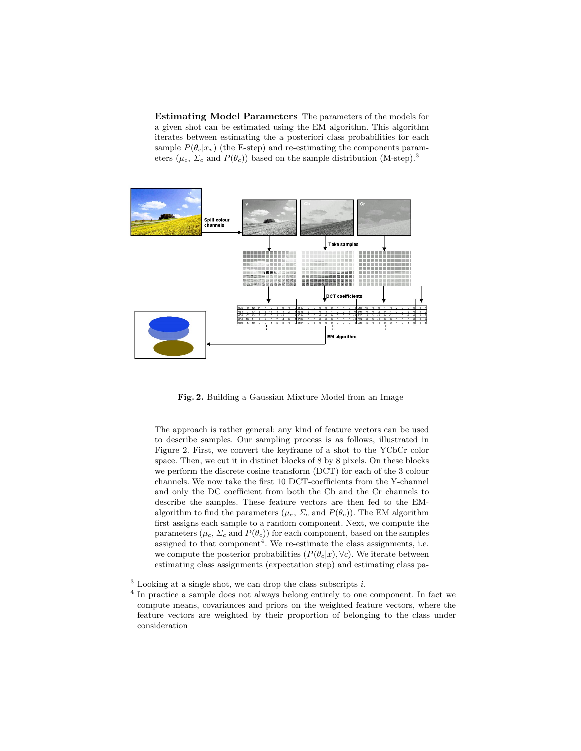**Estimating Model Parameters** The parameters of the models for a given shot can be estimated using the EM algorithm. This algorithm iterates between estimating the a posteriori class probabilities for each sample $P(\theta_c|x_v)$ (the E-step) and re-estimating the components parameters ($\mu_c$, $\Sigma_c$ and $P(\theta_c)$) based on the sample distribution (M-step).[3]

**Fig. 2.** Building a Gaussian Mixture Model from an Image

The approach is rather general: any kind of feature vectors can be used to describe samples. Our sampling process is as follows, illustrated in Figure 2. First, we convert the keyframe of a shot to the YCbCr color space. Then, we cut it in distinct blocks of 8 by 8 pixels. On these blocks we perform the discrete cosine transform (DCT) for each of the 3 colour channels. We now take the first 10 DCT-coefficients from the Y-channel and only the DC coefficient from both the Cb and the Cr channels to describe the samples. These feature vectors are then fed to the EM-algorithm to find the parameters ($\mu_c$, $\Sigma_c$ and $P(\theta_c)$). The EM algorithm first assigns each sample to a random component. Next, we compute the parameters ($\mu_c$, $\Sigma_c$ and $P(\theta_c)$) for each component, based on the samples assigned to that component[4]. We re-estimate the class assignments, i.e. we compute the posterior probabilities ($P(\theta_c|x), \forall c$). We iterate between estimating class assignments (expectation step) and estimating class pa-

[3] Looking at a single shot, we can drop the class subscripts $i$.

[4] In practice a sample does not always belong entirely to one component. In fact we compute means, covariances and priors on the weighted feature vectors, where the feature vectors are weighted by their proportion of belonging to the class under consideration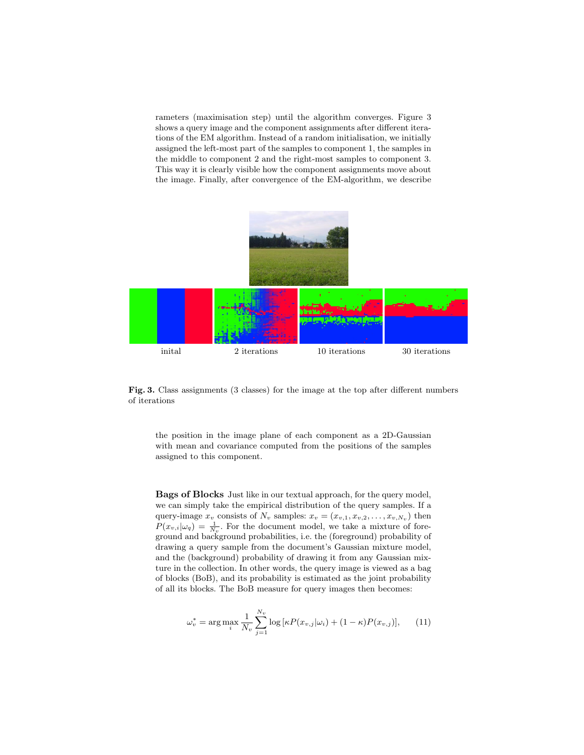rameters (maximisation step) until the algorithm converges. Figure 3 shows a query image and the component assignments after different iterations of the EM algorithm. Instead of a random initialisation, we initially assigned the left-most part of the samples to component 1, the samples in the middle to component 2 and the right-most samples to component 3. This way it is clearly visible how the component assignments move about the image. Finally, after convergence of the EM-algorithm, we describe

inital    2 iterations    10 iterations    30 iterations

**Fig. 3.** Class assignments (3 classes) for the image at the top after different numbers of iterations

the position in the image plane of each component as a 2D-Gaussian with mean and covariance computed from the positions of the samples assigned to this component.

**Bags of Blocks** Just like in our textual approach, for the query model, we can simply take the empirical distribution of the query samples. If a query-image $x_v$ consists of $N_v$ samples: $x_v = (x_{v,1}, x_{v,2}, \ldots, x_{v,N_v})$ then $P(x_{v,i}|\omega_q) = \frac{1}{N_v}$. For the document model, we take a mixture of foreground and background probabilities, i.e. the (foreground) probability of drawing a query sample from the document's Gaussian mixture model, and the (background) probability of drawing it from any Gaussian mixture in the collection. In other words, the query image is viewed as a bag of blocks (BoB), and its probability is estimated as the joint probability of all its blocks. The BoB measure for query images then becomes:

$$\omega_v^* = \arg\max_i \frac{1}{N_v} \sum_{j=1}^{N_v} \log\left[\kappa P(x_{v,j}|\omega_i) + (1-\kappa)P(x_{v,j})\right], \qquad (11)$$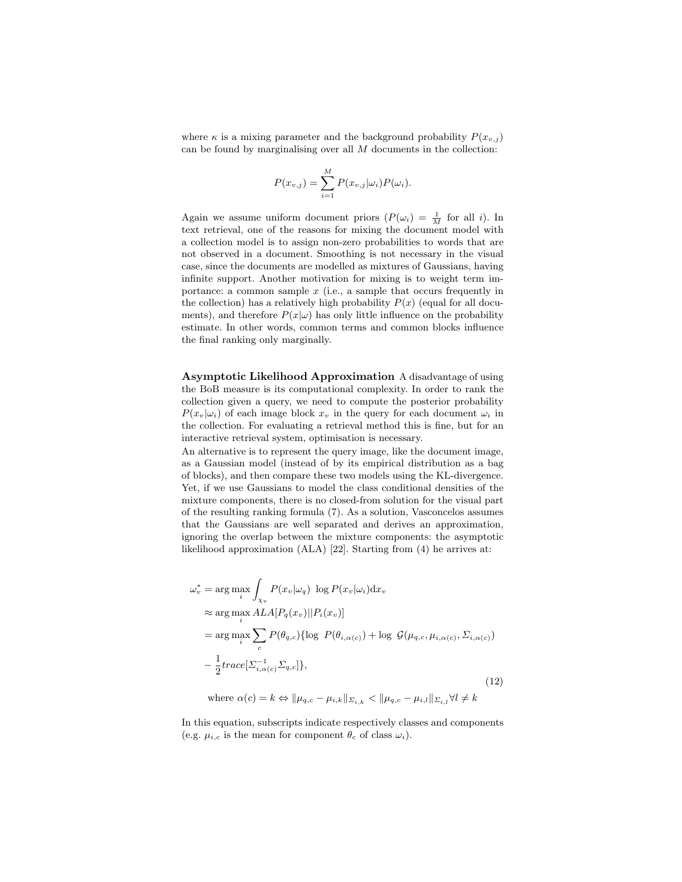where $\kappa$ is a mixing parameter and the background probability $P(x_{v,j})$ can be found by marginalising over all $M$ documents in the collection:

$$P(x_{v,j}) = \sum_{i=1}^{M} P(x_{v,j}|\omega_i)P(\omega_i).$$

Again we assume uniform document priors ($P(\omega_i) = \frac{1}{M}$ for all $i$). In text retrieval, one of the reasons for mixing the document model with a collection model is to assign non-zero probabilities to words that are not observed in a document. Smoothing is not necessary in the visual case, since the documents are modelled as mixtures of Gaussians, having infinite support. Another motivation for mixing is to weight term importance: a common sample $x$ (i.e., a sample that occurs frequently in the collection) has a relatively high probability $P(x)$ (equal for all documents), and therefore $P(x|\omega)$ has only little influence on the probability estimate. In other words, common terms and common blocks influence the final ranking only marginally.

**Asymptotic Likelihood Approximation** A disadvantage of using the BoB measure is its computational complexity. In order to rank the collection given a query, we need to compute the posterior probability $P(x_v|\omega_i)$ of each image block $x_v$ in the query for each document $\omega_i$ in the collection. For evaluating a retrieval method this is fine, but for an interactive retrieval system, optimisation is necessary.

An alternative is to represent the query image, like the document image, as a Gaussian model (instead of by its empirical distribution as a bag of blocks), and then compare these two models using the KL-divergence. Yet, if we use Gaussians to model the class conditional densities of the mixture components, there is no closed-from solution for the visual part of the resulting ranking formula (7). As a solution, Vasconcelos assumes that the Gaussians are well separated and derives an approximation, ignoring the overlap between the mixture components: the asymptotic likelihood approximation (ALA) [22]. Starting from (4) he arrives at:

$$\begin{aligned}
\omega_v^* &= \arg\max_i \int_{\chi_v} P(x_v|\omega_q) \ \log P(x_v|\omega_i)\mathrm{d}x_v \\
&\approx \arg\max_i ALA[P_q(x_v)||P_i(x_v)] \\
&= \arg\max_i \sum_c P(\theta_{q,c})\{\log \ P(\theta_{i,\alpha(c)}) + \log \ \mathcal{G}(\mu_{q,c}, \mu_{i,\alpha(c)}, \Sigma_{i,\alpha(c)}) \\
&- \frac{1}{2} trace[\Sigma_{i,\alpha(c)}^{-1}\Sigma_{q,c}]\},
\end{aligned} \tag{12}$$

$$\text{where } \alpha(c) = k \Leftrightarrow \|\mu_{q,c} - \mu_{i,k}\|_{\Sigma_{i,k}} < \|\mu_{q,c} - \mu_{i,l}\|_{\Sigma_{i,l}} \forall l \neq k$$

In this equation, subscripts indicate respectively classes and components (e.g. $\mu_{i,c}$ is the mean for component $\theta_c$ of class $\omega_i$).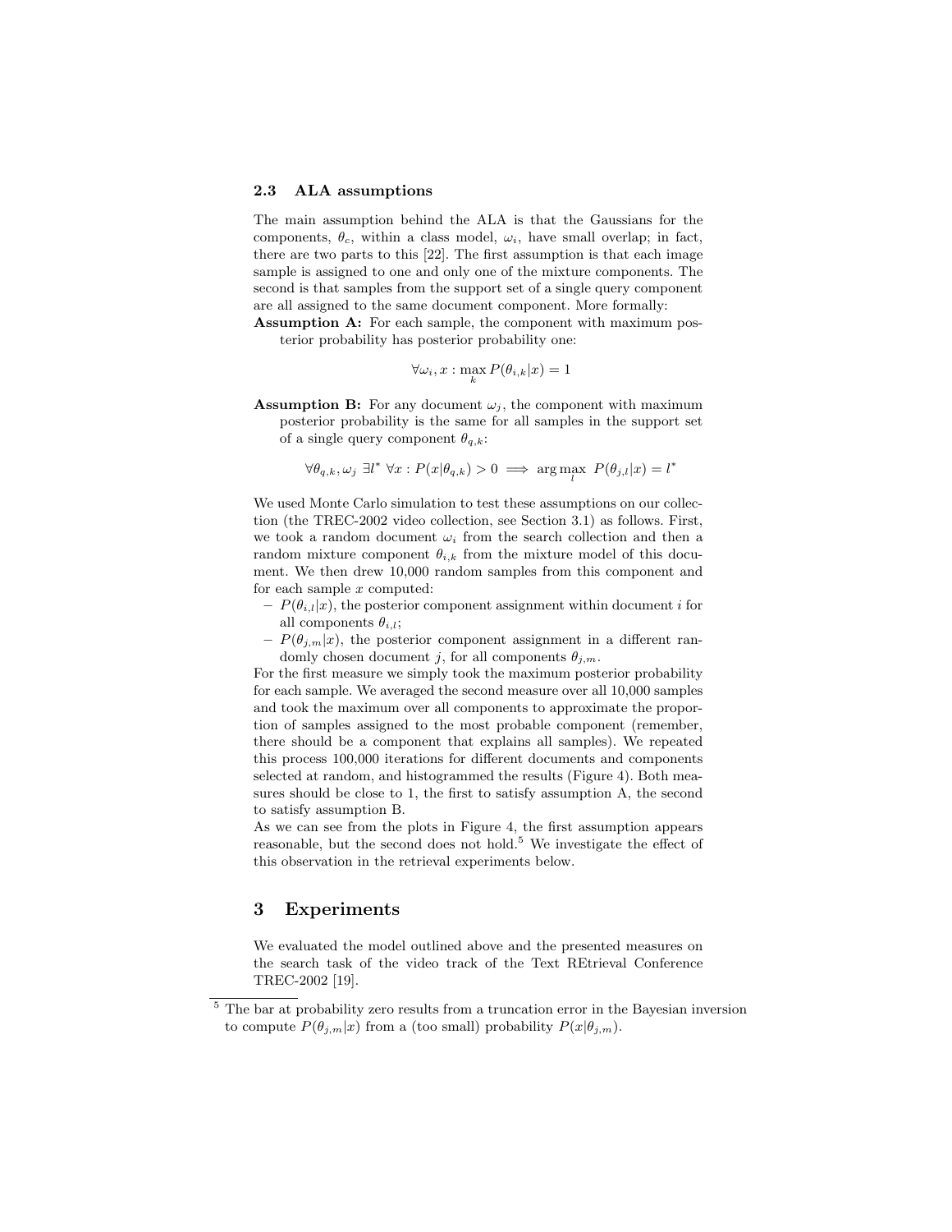### 2.3 ALA assumptions

The main assumption behind the ALA is that the Gaussians for the components, $\theta_c$, within a class model, $\omega_i$, have small overlap; in fact, there are two parts to this [22]. The first assumption is that each image sample is assigned to one and only one of the mixture components. The second is that samples from the support set of a single query component are all assigned to the same document component. More formally:

**Assumption A:** For each sample, the component with maximum posterior probability has posterior probability one:

$$\forall \omega_i, x : \max_k P(\theta_{i,k}|x) = 1$$

**Assumption B:** For any document $\omega_j$, the component with maximum posterior probability is the same for all samples in the support set of a single query component $\theta_{q,k}$:

$$\forall \theta_{q,k}, \omega_j \; \exists l^* \; \forall x : P(x|\theta_{q,k}) > 0 \implies \arg\max_l \; P(\theta_{j,l}|x) = l^*$$

We used Monte Carlo simulation to test these assumptions on our collection (the TREC-2002 video collection, see Section 3.1) as follows. First, we took a random document $\omega_i$ from the search collection and then a random mixture component $\theta_{i,k}$ from the mixture model of this document. We then drew 10,000 random samples from this component and for each sample $x$ computed:

- $P(\theta_{i,l}|x)$, the posterior component assignment within document $i$ for all components $\theta_{i,l}$;
- $P(\theta_{j,m}|x)$, the posterior component assignment in a different randomly chosen document $j$, for all components $\theta_{j,m}$.

For the first measure we simply took the maximum posterior probability for each sample. We averaged the second measure over all 10,000 samples and took the maximum over all components to approximate the proportion of samples assigned to the most probable component (remember, there should be a component that explains all samples). We repeated this process 100,000 iterations for different documents and components selected at random, and histogrammed the results (Figure 4). Both measures should be close to 1, the first to satisfy assumption A, the second to satisfy assumption B.

As we can see from the plots in Figure 4, the first assumption appears reasonable, but the second does not hold.[5] We investigate the effect of this observation in the retrieval experiments below.

## 3 Experiments

We evaluated the model outlined above and the presented measures on the search task of the video track of the Text REtrieval Conference TREC-2002 [19].

[5] The bar at probability zero results from a truncation error in the Bayesian inversion to compute $P(\theta_{j,m}|x)$ from a (too small) probability $P(x|\theta_{j,m})$.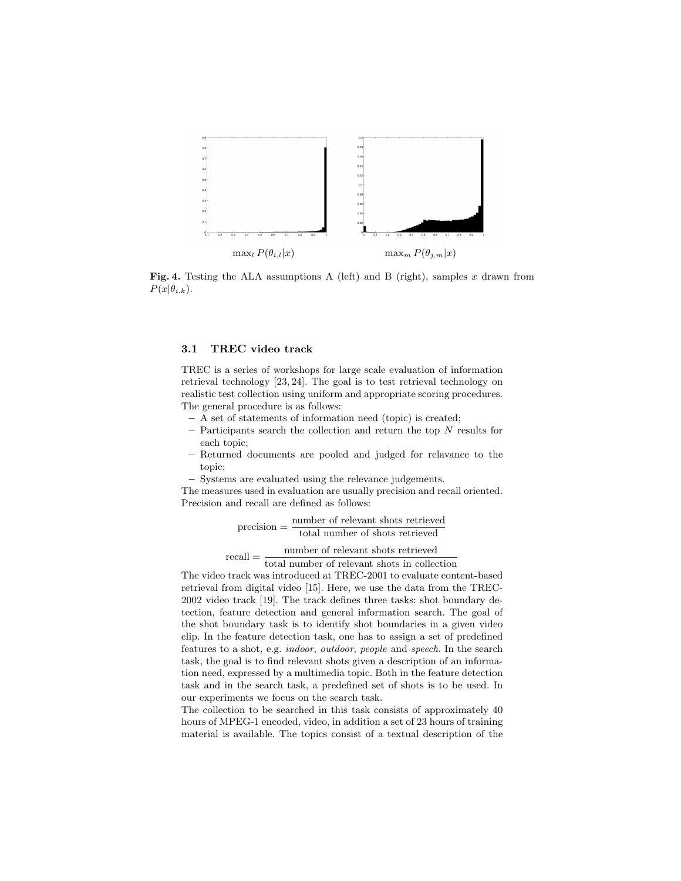$\max_l P(\theta_{i,l}|x)$ $\max_m P(\theta_{j,m}|x)$

**Fig. 4.** Testing the ALA assumptions A (left) and B (right), samples $x$ drawn from $P(x|\theta_{i,k})$.

### 3.1 TREC video track

TREC is a series of workshops for large scale evaluation of information retrieval technology [23, 24]. The goal is to test retrieval technology on realistic test collection using uniform and appropriate scoring procedures. The general procedure is as follows:

- A set of statements of information need (topic) is created;
- Participants search the collection and return the top $N$ results for each topic;
- Returned documents are pooled and judged for relavance to the topic;
- Systems are evaluated using the relevance judgements.

The measures used in evaluation are usually precision and recall oriented. Precision and recall are defined as follows:

$$\text{precision} = \frac{\text{number of relevant shots retrieved}}{\text{total number of shots retrieved}}$$

$$\text{recall} = \frac{\text{number of relevant shots retrieved}}{\text{total number of relevant shots in collection}}$$

The video track was introduced at TREC-2001 to evaluate content-based retrieval from digital video [15]. Here, we use the data from the TREC-2002 video track [19]. The track defines three tasks: shot boundary detection, feature detection and general information search. The goal of the shot boundary task is to identify shot boundaries in a given video clip. In the feature detection task, one has to assign a set of predefined features to a shot, e.g. *indoor*, *outdoor*, *people* and *speech*. In the search task, the goal is to find relevant shots given a description of an information need, expressed by a multimedia topic. Both in the feature detection task and in the search task, a predefined set of shots is to be used. In our experiments we focus on the search task.

The collection to be searched in this task consists of approximately 40 hours of MPEG-1 encoded, video, in addition a set of 23 hours of training material is available. The topics consist of a textual description of the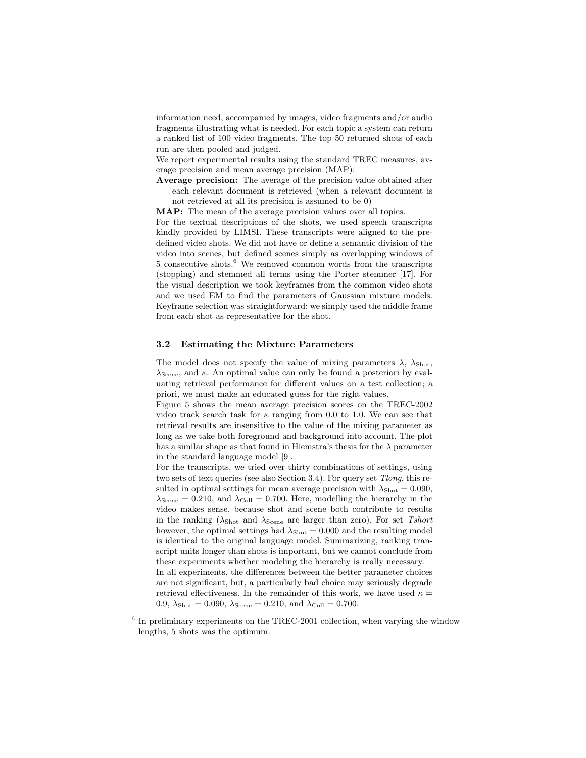information need, accompanied by images, video fragments and/or audio fragments illustrating what is needed. For each topic a system can return a ranked list of 100 video fragments. The top 50 returned shots of each run are then pooled and judged.

We report experimental results using the standard TREC measures, average precision and mean average precision (MAP):

**Average precision:** The average of the precision value obtained after each relevant document is retrieved (when a relevant document is not retrieved at all its precision is assumed to be 0)

**MAP:** The mean of the average precision values over all topics.

For the textual descriptions of the shots, we used speech transcripts kindly provided by LIMSI. These transcripts were aligned to the predefined video shots. We did not have or define a semantic division of the video into scenes, but defined scenes simply as overlapping windows of 5 consecutive shots.[6] We removed common words from the transcripts (stopping) and stemmed all terms using the Porter stemmer [17]. For the visual description we took keyframes from the common video shots and we used EM to find the parameters of Gaussian mixture models. Keyframe selection was straightforward: we simply used the middle frame from each shot as representative for the shot.

### 3.2 Estimating the Mixture Parameters

The model does not specify the value of mixing parameters $\lambda$, $\lambda_{\text{Shot}}$, $\lambda_{\text{Scene}}$, and $\kappa$. An optimal value can only be found a posteriori by evaluating retrieval performance for different values on a test collection; a priori, we must make an educated guess for the right values.

Figure 5 shows the mean average precision scores on the TREC-2002 video track search task for $\kappa$ ranging from 0.0 to 1.0. We can see that retrieval results are insensitive to the value of the mixing parameter as long as we take both foreground and background into account. The plot has a similar shape as that found in Hiemstra's thesis for the $\lambda$ parameter in the standard language model [9].

For the transcripts, we tried over thirty combinations of settings, using two sets of text queries (see also Section 3.4). For query set *Tlong*, this resulted in optimal settings for mean average precision with $\lambda_{\text{Shot}} = 0.090$, $\lambda_{\text{Scene}} = 0.210$, and $\lambda_{\text{Coll}} = 0.700$. Here, modelling the hierarchy in the video makes sense, because shot and scene both contribute to results in the ranking ($\lambda_{\text{Shot}}$ and $\lambda_{\text{Scene}}$ are larger than zero). For set *Tshort* however, the optimal settings had $\lambda_{\text{Shot}} = 0.000$ and the resulting model is identical to the original language model. Summarizing, ranking transcript units longer than shots is important, but we cannot conclude from these experiments whether modeling the hierarchy is really necessary.

In all experiments, the differences between the better parameter choices are not significant, but, a particularly bad choice may seriously degrade retrieval effectiveness. In the remainder of this work, we have used $\kappa = 0.9$, $\lambda_{\text{Shot}} = 0.090$, $\lambda_{\text{Scene}} = 0.210$, and $\lambda_{\text{Coll}} = 0.700$.

[6] In preliminary experiments on the TREC-2001 collection, when varying the window lengths, 5 shots was the optimum.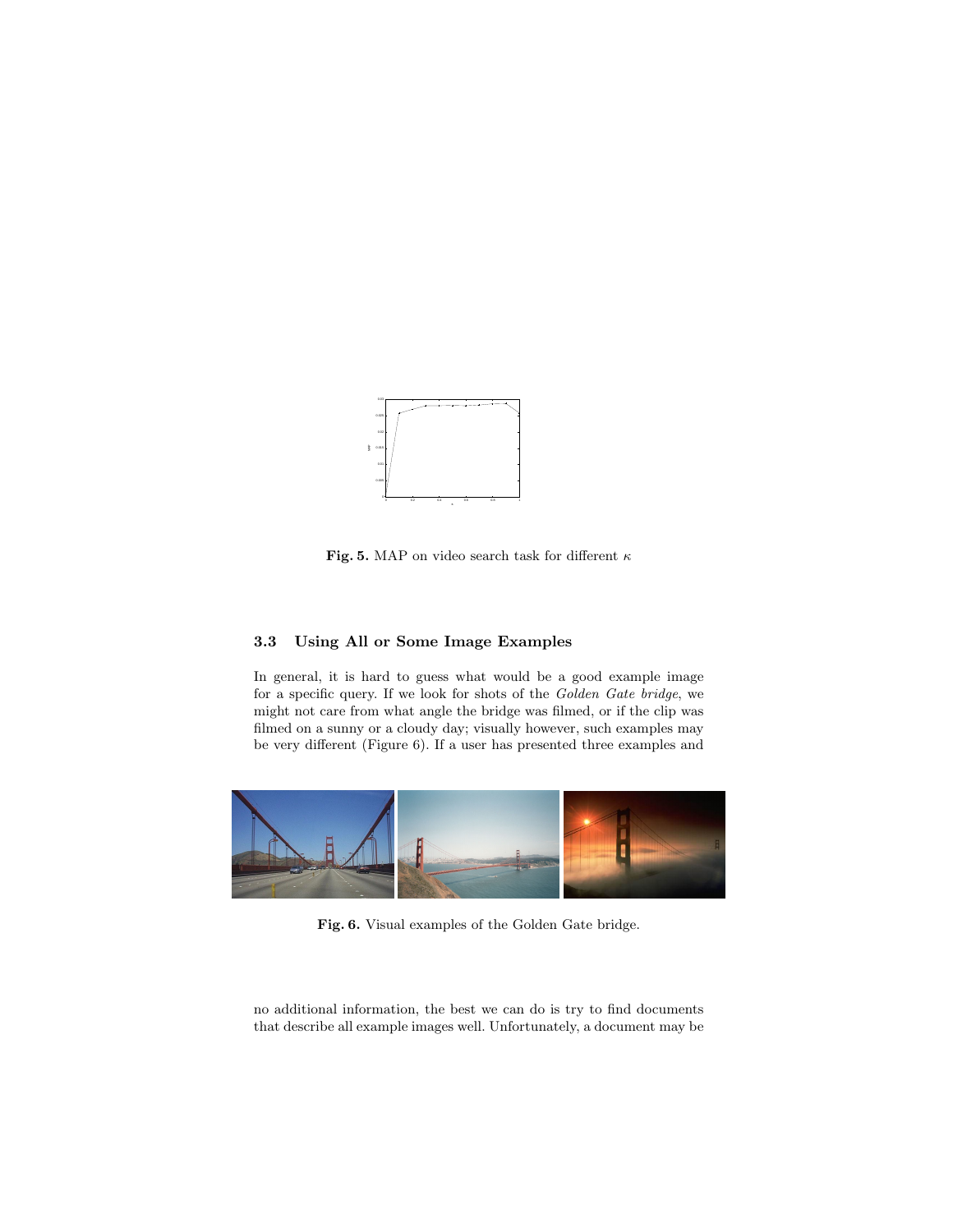**Fig. 5.** MAP on video search task for different $\kappa$

### 3.3 Using All or Some Image Examples

In general, it is hard to guess what would be a good example image for a specific query. If we look for shots of the *Golden Gate bridge*, we might not care from what angle the bridge was filmed, or if the clip was filmed on a sunny or a cloudy day; visually however, such examples may be very different (Figure 6). If a user has presented three examples and

**Fig. 6.** Visual examples of the Golden Gate bridge.

no additional information, the best we can do is try to find documents that describe all example images well. Unfortunately, a document may be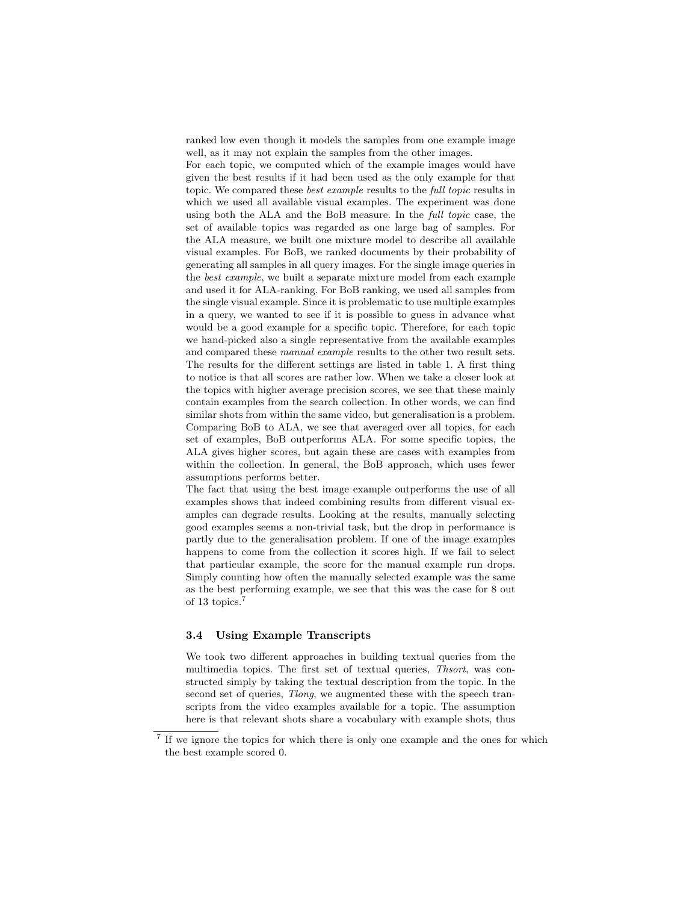ranked low even though it models the samples from one example image well, as it may not explain the samples from the other images.

For each topic, we computed which of the example images would have given the best results if it had been used as the only example for that topic. We compared these *best example* results to the *full topic* results in which we used all available visual examples. The experiment was done using both the ALA and the BoB measure. In the *full topic* case, the set of available topics was regarded as one large bag of samples. For the ALA measure, we built one mixture model to describe all available visual examples. For BoB, we ranked documents by their probability of generating all samples in all query images. For the single image queries in the *best example*, we built a separate mixture model from each example and used it for ALA-ranking. For BoB ranking, we used all samples from the single visual example. Since it is problematic to use multiple examples in a query, we wanted to see if it is possible to guess in advance what would be a good example for a specific topic. Therefore, for each topic we hand-picked also a single representative from the available examples and compared these *manual example* results to the other two result sets. The results for the different settings are listed in table 1. A first thing to notice is that all scores are rather low. When we take a closer look at the topics with higher average precision scores, we see that these mainly contain examples from the search collection. In other words, we can find similar shots from within the same video, but generalisation is a problem. Comparing BoB to ALA, we see that averaged over all topics, for each set of examples, BoB outperforms ALA. For some specific topics, the ALA gives higher scores, but again these are cases with examples from within the collection. In general, the BoB approach, which uses fewer assumptions performs better.

The fact that using the best image example outperforms the use of all examples shows that indeed combining results from different visual examples can degrade results. Looking at the results, manually selecting good examples seems a non-trivial task, but the drop in performance is partly due to the generalisation problem. If one of the image examples happens to come from the collection it scores high. If we fail to select that particular example, the score for the manual example run drops. Simply counting how often the manually selected example was the same as the best performing example, we see that this was the case for 8 out of 13 topics.[7]

### 3.4 Using Example Transcripts

We took two different approaches in building textual queries from the multimedia topics. The first set of textual queries, *Thsort*, was constructed simply by taking the textual description from the topic. In the second set of queries, *Tlong*, we augmented these with the speech transcripts from the video examples available for a topic. The assumption here is that relevant shots share a vocabulary with example shots, thus

[7] If we ignore the topics for which there is only one example and the ones for which the best example scored 0.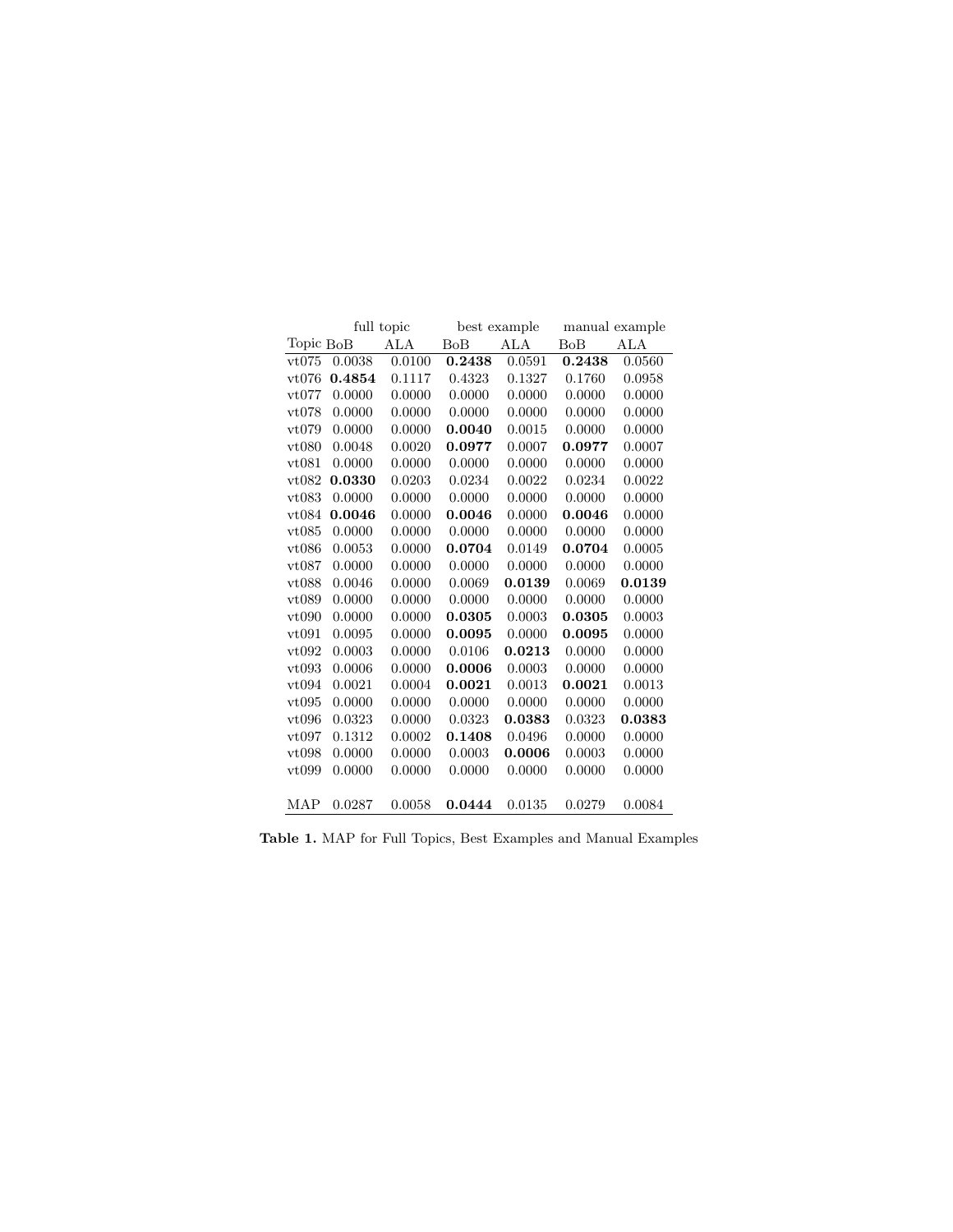| | full topic | | best example | | manual example | |
|---|---|---|---|---|---|---|
| Topic | BoB | ALA | BoB | ALA | BoB | ALA |
| vt075 | 0.0038 | 0.0100 | **0.2438** | 0.0591 | **0.2438** | 0.0560 |
| vt076 | **0.4854** | 0.1117 | 0.4323 | 0.1327 | 0.1760 | 0.0958 |
| vt077 | 0.0000 | 0.0000 | 0.0000 | 0.0000 | 0.0000 | 0.0000 |
| vt078 | 0.0000 | 0.0000 | 0.0000 | 0.0000 | 0.0000 | 0.0000 |
| vt079 | 0.0000 | 0.0000 | **0.0040** | 0.0015 | 0.0000 | 0.0000 |
| vt080 | 0.0048 | 0.0020 | **0.0977** | 0.0007 | **0.0977** | 0.0007 |
| vt081 | 0.0000 | 0.0000 | 0.0000 | 0.0000 | 0.0000 | 0.0000 |
| vt082 | **0.0330** | 0.0203 | 0.0234 | 0.0022 | 0.0234 | 0.0022 |
| vt083 | 0.0000 | 0.0000 | 0.0000 | 0.0000 | 0.0000 | 0.0000 |
| vt084 | **0.0046** | 0.0000 | **0.0046** | 0.0000 | **0.0046** | 0.0000 |
| vt085 | 0.0000 | 0.0000 | 0.0000 | 0.0000 | 0.0000 | 0.0000 |
| vt086 | 0.0053 | 0.0000 | **0.0704** | 0.0149 | **0.0704** | 0.0005 |
| vt087 | 0.0000 | 0.0000 | 0.0000 | 0.0000 | 0.0000 | 0.0000 |
| vt088 | 0.0046 | 0.0000 | 0.0069 | **0.0139** | 0.0069 | **0.0139** |
| vt089 | 0.0000 | 0.0000 | 0.0000 | 0.0000 | 0.0000 | 0.0000 |
| vt090 | 0.0000 | 0.0000 | **0.0305** | 0.0003 | **0.0305** | 0.0003 |
| vt091 | 0.0095 | 0.0000 | **0.0095** | 0.0000 | **0.0095** | 0.0000 |
| vt092 | 0.0003 | 0.0000 | 0.0106 | **0.0213** | 0.0000 | 0.0000 |
| vt093 | 0.0006 | 0.0000 | **0.0006** | 0.0003 | 0.0000 | 0.0000 |
| vt094 | 0.0021 | 0.0004 | **0.0021** | 0.0013 | **0.0021** | 0.0013 |
| vt095 | 0.0000 | 0.0000 | 0.0000 | 0.0000 | 0.0000 | 0.0000 |
| vt096 | 0.0323 | 0.0000 | 0.0323 | **0.0383** | 0.0323 | **0.0383** |
| vt097 | 0.1312 | 0.0002 | **0.1408** | 0.0496 | 0.0000 | 0.0000 |
| vt098 | 0.0000 | 0.0000 | 0.0003 | **0.0006** | 0.0003 | 0.0000 |
| vt099 | 0.0000 | 0.0000 | 0.0000 | 0.0000 | 0.0000 | 0.0000 |
| MAP | 0.0287 | 0.0058 | **0.0444** | 0.0135 | 0.0279 | 0.0084 |

**Table 1.** MAP for Full Topics, Best Examples and Manual Examples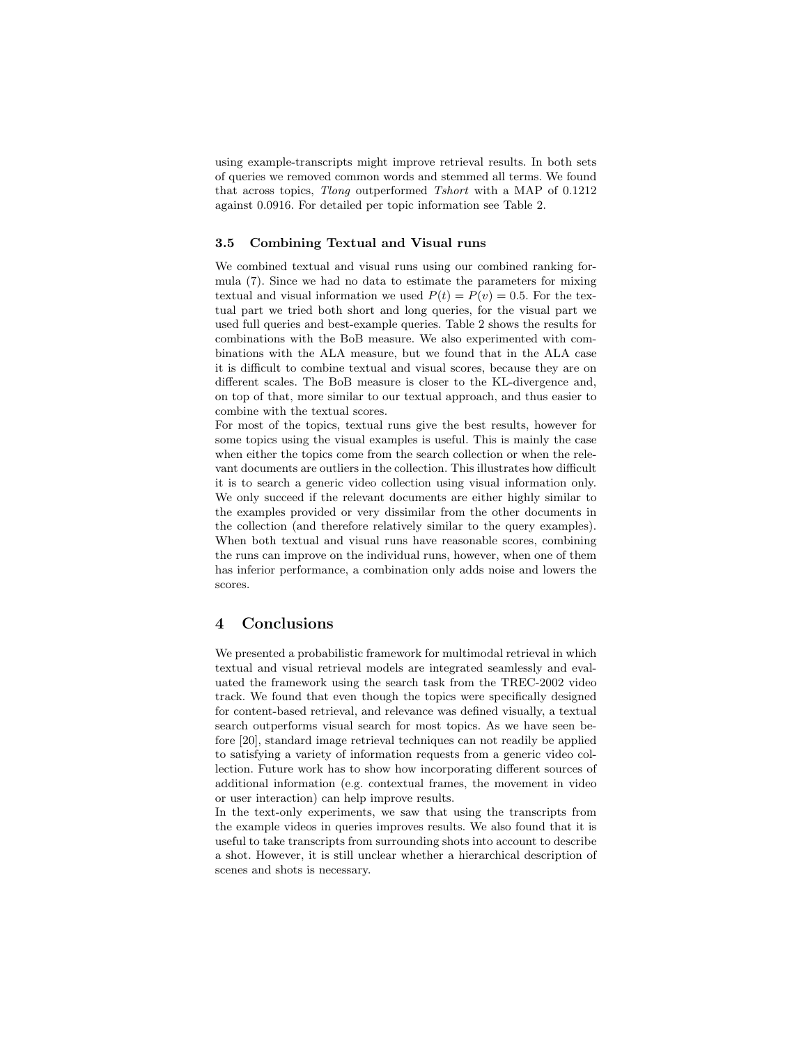using example-transcripts might improve retrieval results. In both sets of queries we removed common words and stemmed all terms. We found that across topics, *Tlong* outperformed *Tshort* with a MAP of 0.1212 against 0.0916. For detailed per topic information see Table 2.

### 3.5 Combining Textual and Visual runs

We combined textual and visual runs using our combined ranking formula (7). Since we had no data to estimate the parameters for mixing textual and visual information we used $P(t) = P(v) = 0.5$. For the textual part we tried both short and long queries, for the visual part we used full queries and best-example queries. Table 2 shows the results for combinations with the BoB measure. We also experimented with combinations with the ALA measure, but we found that in the ALA case it is difficult to combine textual and visual scores, because they are on different scales. The BoB measure is closer to the KL-divergence and, on top of that, more similar to our textual approach, and thus easier to combine with the textual scores.

For most of the topics, textual runs give the best results, however for some topics using the visual examples is useful. This is mainly the case when either the topics come from the search collection or when the relevant documents are outliers in the collection. This illustrates how difficult it is to search a generic video collection using visual information only. We only succeed if the relevant documents are either highly similar to the examples provided or very dissimilar from the other documents in the collection (and therefore relatively similar to the query examples). When both textual and visual runs have reasonable scores, combining the runs can improve on the individual runs, however, when one of them has inferior performance, a combination only adds noise and lowers the scores.

## 4 Conclusions

We presented a probabilistic framework for multimodal retrieval in which textual and visual retrieval models are integrated seamlessly and evaluated the framework using the search task from the TREC-2002 video track. We found that even though the topics were specifically designed for content-based retrieval, and relevance was defined visually, a textual search outperforms visual search for most topics. As we have seen before [20], standard image retrieval techniques can not readily be applied to satisfying a variety of information requests from a generic video collection. Future work has to show how incorporating different sources of additional information (e.g. contextual frames, the movement in video or user interaction) can help improve results.

In the text-only experiments, we saw that using the transcripts from the example videos in queries improves results. We also found that it is useful to take transcripts from surrounding shots into account to describe a shot. However, it is still unclear whether a hierarchical description of scenes and shots is necessary.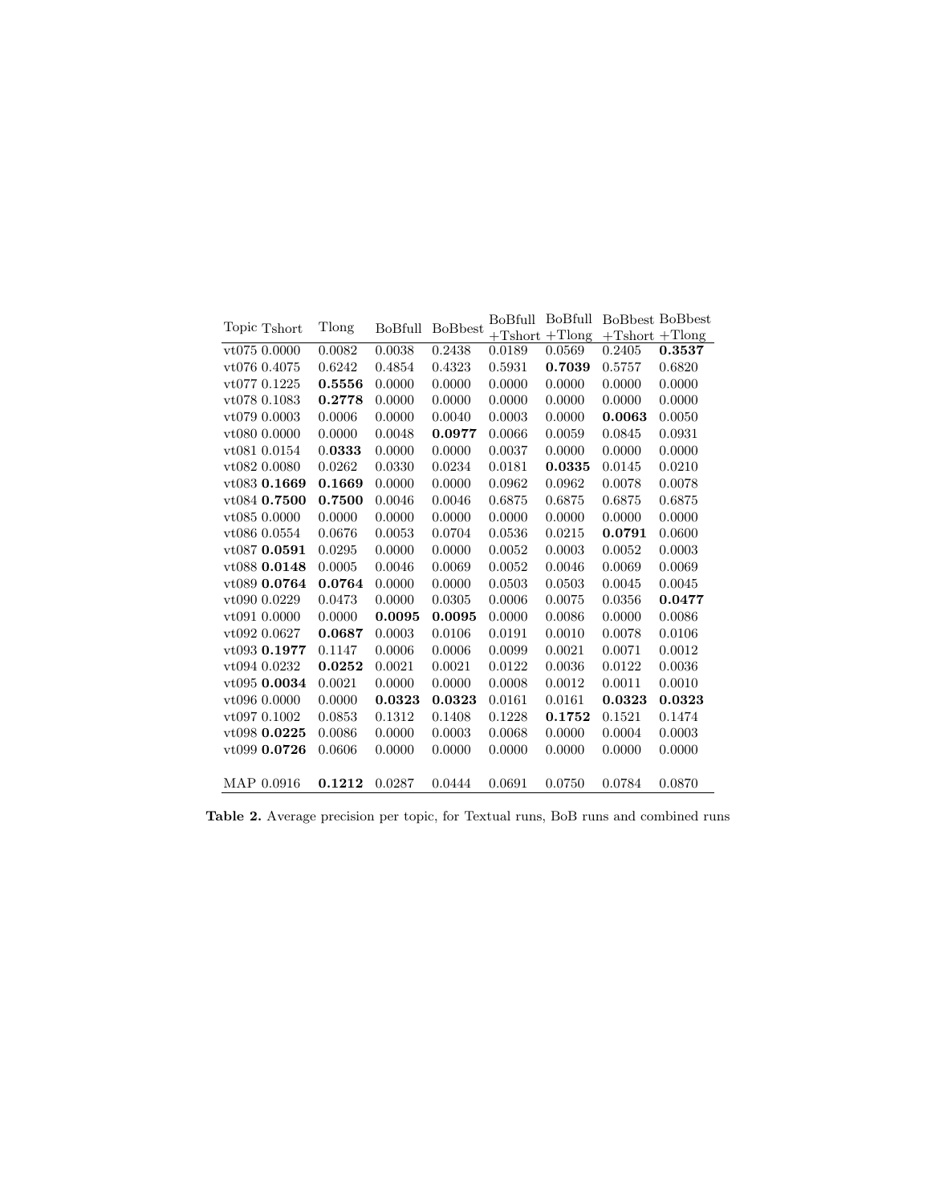| Topic | Tshort | Tlong | BoBfull | BoBbest | BoBfull +Tshort | BoBfull +Tlong | BoBbest +Tshort | BoBbest +Tlong |
|---|---|---|---|---|---|---|---|---|
| vt075 | 0.0000 | 0.0082 | 0.0038 | 0.2438 | 0.0189 | 0.0569 | 0.2405 | **0.3537** |
| vt076 | 0.4075 | 0.6242 | 0.4854 | 0.4323 | 0.5931 | **0.7039** | 0.5757 | 0.6820 |
| vt077 | 0.1225 | **0.5556** | 0.0000 | 0.0000 | 0.0000 | 0.0000 | 0.0000 | 0.0000 |
| vt078 | 0.1083 | **0.2778** | 0.0000 | 0.0000 | 0.0000 | 0.0000 | 0.0000 | 0.0000 |
| vt079 | 0.0003 | 0.0006 | 0.0000 | 0.0040 | 0.0003 | 0.0000 | **0.0063** | 0.0050 |
| vt080 | 0.0000 | 0.0000 | 0.0048 | **0.0977** | 0.0066 | 0.0059 | 0.0845 | 0.0931 |
| vt081 | 0.0154 | 0.**0333** | 0.0000 | 0.0000 | 0.0037 | 0.0000 | 0.0000 | 0.0000 |
| vt082 | 0.0080 | 0.0262 | 0.0330 | 0.0234 | 0.0181 | **0.0335** | 0.0145 | 0.0210 |
| vt083 | **0.1669** | **0.1669** | 0.0000 | 0.0000 | 0.0962 | 0.0962 | 0.0078 | 0.0078 |
| vt084 | **0.7500** | **0.7500** | 0.0046 | 0.0046 | 0.6875 | 0.6875 | 0.6875 | 0.6875 |
| vt085 | 0.0000 | 0.0000 | 0.0000 | 0.0000 | 0.0000 | 0.0000 | 0.0000 | 0.0000 |
| vt086 | 0.0554 | 0.0676 | 0.0053 | 0.0704 | 0.0536 | 0.0215 | **0.0791** | 0.0600 |
| vt087 | **0.0591** | 0.0295 | 0.0000 | 0.0000 | 0.0052 | 0.0003 | 0.0052 | 0.0003 |
| vt088 | **0.0148** | 0.0005 | 0.0046 | 0.0069 | 0.0052 | 0.0046 | 0.0069 | 0.0069 |
| vt089 | **0.0764** | **0.0764** | 0.0000 | 0.0000 | 0.0503 | 0.0503 | 0.0045 | 0.0045 |
| vt090 | 0.0229 | 0.0473 | 0.0000 | 0.0305 | 0.0006 | 0.0075 | 0.0356 | **0.0477** |
| vt091 | 0.0000 | 0.0000 | **0.0095** | **0.0095** | 0.0000 | 0.0086 | 0.0000 | 0.0086 |
| vt092 | 0.0627 | **0.0687** | 0.0003 | 0.0106 | 0.0191 | 0.0010 | 0.0078 | 0.0106 |
| vt093 | **0.1977** | 0.1147 | 0.0006 | 0.0006 | 0.0099 | 0.0021 | 0.0071 | 0.0012 |
| vt094 | 0.0232 | **0.0252** | 0.0021 | 0.0021 | 0.0122 | 0.0036 | 0.0122 | 0.0036 |
| vt095 | **0.0034** | 0.0021 | 0.0000 | 0.0000 | 0.0008 | 0.0012 | 0.0011 | 0.0010 |
| vt096 | 0.0000 | 0.0000 | **0.0323** | **0.0323** | 0.0161 | 0.0161 | **0.0323** | **0.0323** |
| vt097 | 0.1002 | 0.0853 | 0.1312 | 0.1408 | 0.1228 | **0.1752** | 0.1521 | 0.1474 |
| vt098 | **0.0225** | 0.0086 | 0.0000 | 0.0003 | 0.0068 | 0.0000 | 0.0004 | 0.0003 |
| vt099 | **0.0726** | 0.0606 | 0.0000 | 0.0000 | 0.0000 | 0.0000 | 0.0000 | 0.0000 |
| MAP | 0.0916 | **0.1212** | 0.0287 | 0.0444 | 0.0691 | 0.0750 | 0.0784 | 0.0870 |

**Table 2.** Average precision per topic, for Textual runs, BoB runs and combined runs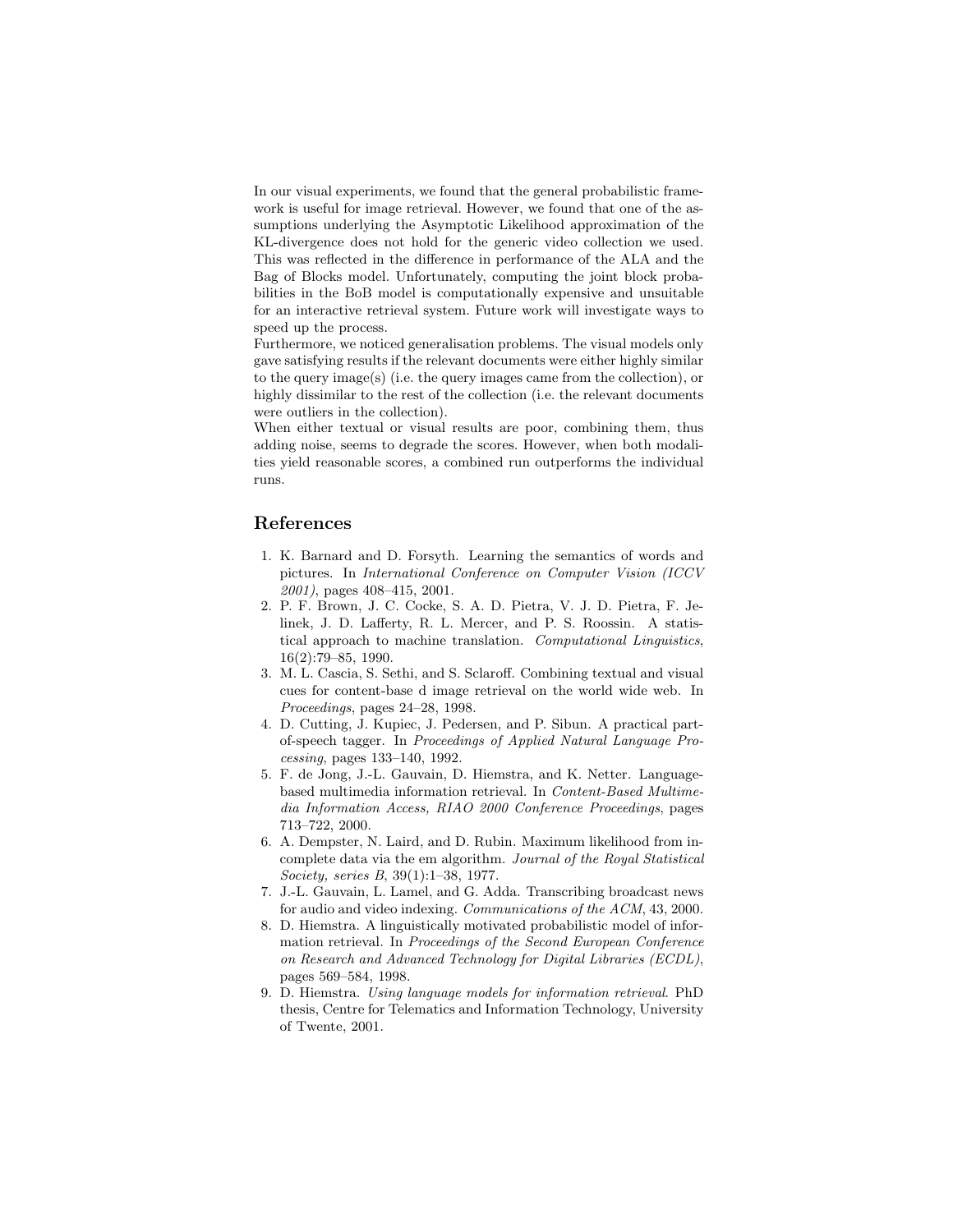In our visual experiments, we found that the general probabilistic framework is useful for image retrieval. However, we found that one of the assumptions underlying the Asymptotic Likelihood approximation of the KL-divergence does not hold for the generic video collection we used. This was reflected in the difference in performance of the ALA and the Bag of Blocks model. Unfortunately, computing the joint block probabilities in the BoB model is computationally expensive and unsuitable for an interactive retrieval system. Future work will investigate ways to speed up the process.

Furthermore, we noticed generalisation problems. The visual models only gave satisfying results if the relevant documents were either highly similar to the query image(s) (i.e. the query images came from the collection), or highly dissimilar to the rest of the collection (i.e. the relevant documents were outliers in the collection).

When either textual or visual results are poor, combining them, thus adding noise, seems to degrade the scores. However, when both modalities yield reasonable scores, a combined run outperforms the individual runs.

## References

1. K. Barnard and D. Forsyth. Learning the semantics of words and pictures. In *International Conference on Computer Vision (ICCV 2001)*, pages 408–415, 2001.
2. P. F. Brown, J. C. Cocke, S. A. D. Pietra, V. J. D. Pietra, F. Jelinek, J. D. Lafferty, R. L. Mercer, and P. S. Roossin. A statistical approach to machine translation. *Computational Linguistics*, 16(2):79–85, 1990.
3. M. L. Cascia, S. Sethi, and S. Sclaroff. Combining textual and visual cues for content-base d image retrieval on the world wide web. In *Proceedings*, pages 24–28, 1998.
4. D. Cutting, J. Kupiec, J. Pedersen, and P. Sibun. A practical part-of-speech tagger. In *Proceedings of Applied Natural Language Processing*, pages 133–140, 1992.
5. F. de Jong, J.-L. Gauvain, D. Hiemstra, and K. Netter. Language-based multimedia information retrieval. In *Content-Based Multimedia Information Access, RIAO 2000 Conference Proceedings*, pages 713–722, 2000.
6. A. Dempster, N. Laird, and D. Rubin. Maximum likelihood from incomplete data via the em algorithm. *Journal of the Royal Statistical Society, series B*, 39(1):1–38, 1977.
7. J.-L. Gauvain, L. Lamel, and G. Adda. Transcribing broadcast news for audio and video indexing. *Communications of the ACM*, 43, 2000.
8. D. Hiemstra. A linguistically motivated probabilistic model of information retrieval. In *Proceedings of the Second European Conference on Research and Advanced Technology for Digital Libraries (ECDL)*, pages 569–584, 1998.
9. D. Hiemstra. *Using language models for information retrieval*. PhD thesis, Centre for Telematics and Information Technology, University of Twente, 2001.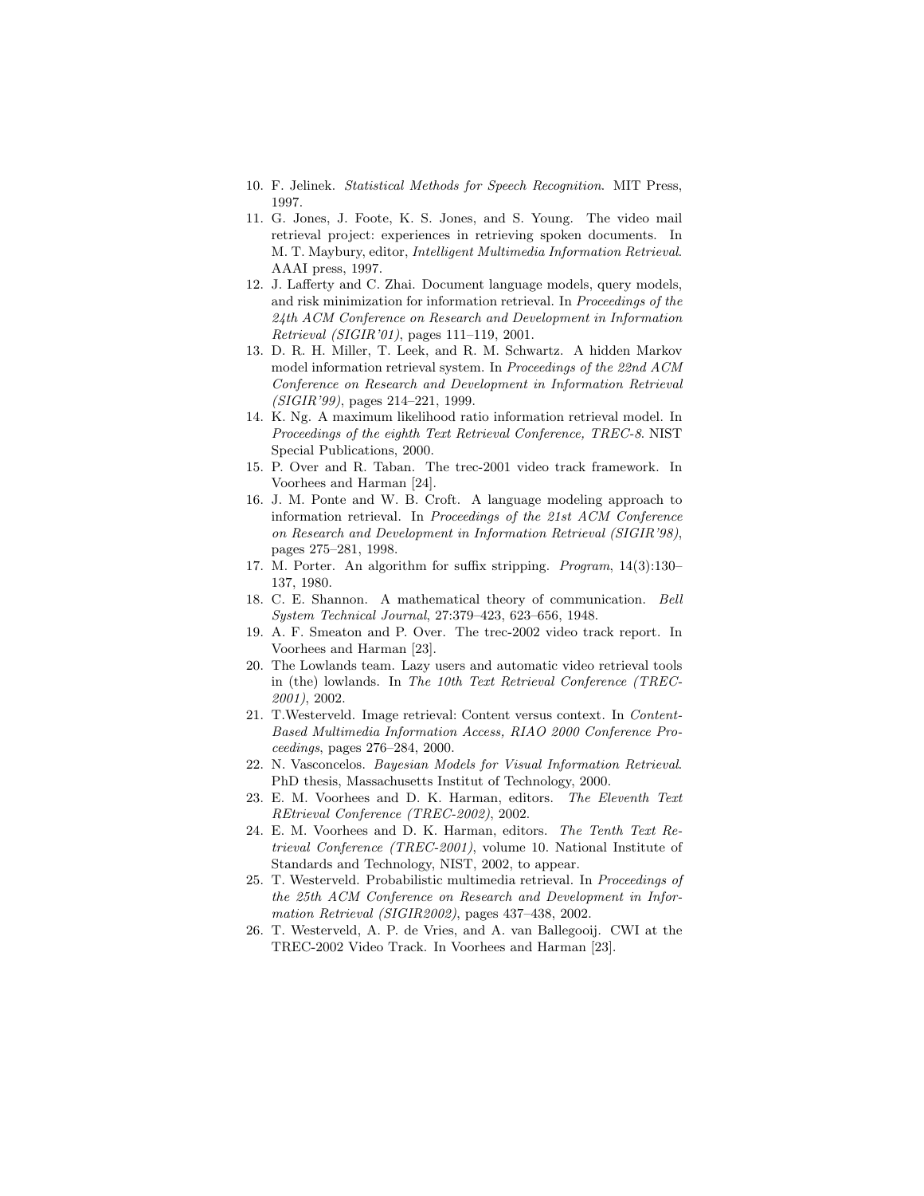10. F. Jelinek. *Statistical Methods for Speech Recognition*. MIT Press, 1997.
11. G. Jones, J. Foote, K. S. Jones, and S. Young. The video mail retrieval project: experiences in retrieving spoken documents. In M. T. Maybury, editor, *Intelligent Multimedia Information Retrieval*. AAAI press, 1997.
12. J. Lafferty and C. Zhai. Document language models, query models, and risk minimization for information retrieval. In *Proceedings of the 24th ACM Conference on Research and Development in Information Retrieval (SIGIR'01)*, pages 111–119, 2001.
13. D. R. H. Miller, T. Leek, and R. M. Schwartz. A hidden Markov model information retrieval system. In *Proceedings of the 22nd ACM Conference on Research and Development in Information Retrieval (SIGIR'99)*, pages 214–221, 1999.
14. K. Ng. A maximum likelihood ratio information retrieval model. In *Proceedings of the eighth Text Retrieval Conference, TREC-8*. NIST Special Publications, 2000.
15. P. Over and R. Taban. The trec-2001 video track framework. In Voorhees and Harman [24].
16. J. M. Ponte and W. B. Croft. A language modeling approach to information retrieval. In *Proceedings of the 21st ACM Conference on Research and Development in Information Retrieval (SIGIR'98)*, pages 275–281, 1998.
17. M. Porter. An algorithm for suffix stripping. *Program*, 14(3):130–137, 1980.
18. C. E. Shannon. A mathematical theory of communication. *Bell System Technical Journal*, 27:379–423, 623–656, 1948.
19. A. F. Smeaton and P. Over. The trec-2002 video track report. In Voorhees and Harman [23].
20. The Lowlands team. Lazy users and automatic video retrieval tools in (the) lowlands. In *The 10th Text Retrieval Conference (TREC-2001)*, 2002.
21. T.Westerveld. Image retrieval: Content versus context. In *Content-Based Multimedia Information Access, RIAO 2000 Conference Proceedings*, pages 276–284, 2000.
22. N. Vasconcelos. *Bayesian Models for Visual Information Retrieval*. PhD thesis, Massachusetts Institut of Technology, 2000.
23. E. M. Voorhees and D. K. Harman, editors. *The Eleventh Text REtrieval Conference (TREC-2002)*, 2002.
24. E. M. Voorhees and D. K. Harman, editors. *The Tenth Text Retrieval Conference (TREC-2001)*, volume 10. National Institute of Standards and Technology, NIST, 2002, to appear.
25. T. Westerveld. Probabilistic multimedia retrieval. In *Proceedings of the 25th ACM Conference on Research and Development in Information Retrieval (SIGIR2002)*, pages 437–438, 2002.
26. T. Westerveld, A. P. de Vries, and A. van Ballegooij. CWI at the TREC-2002 Video Track. In Voorhees and Harman [23].